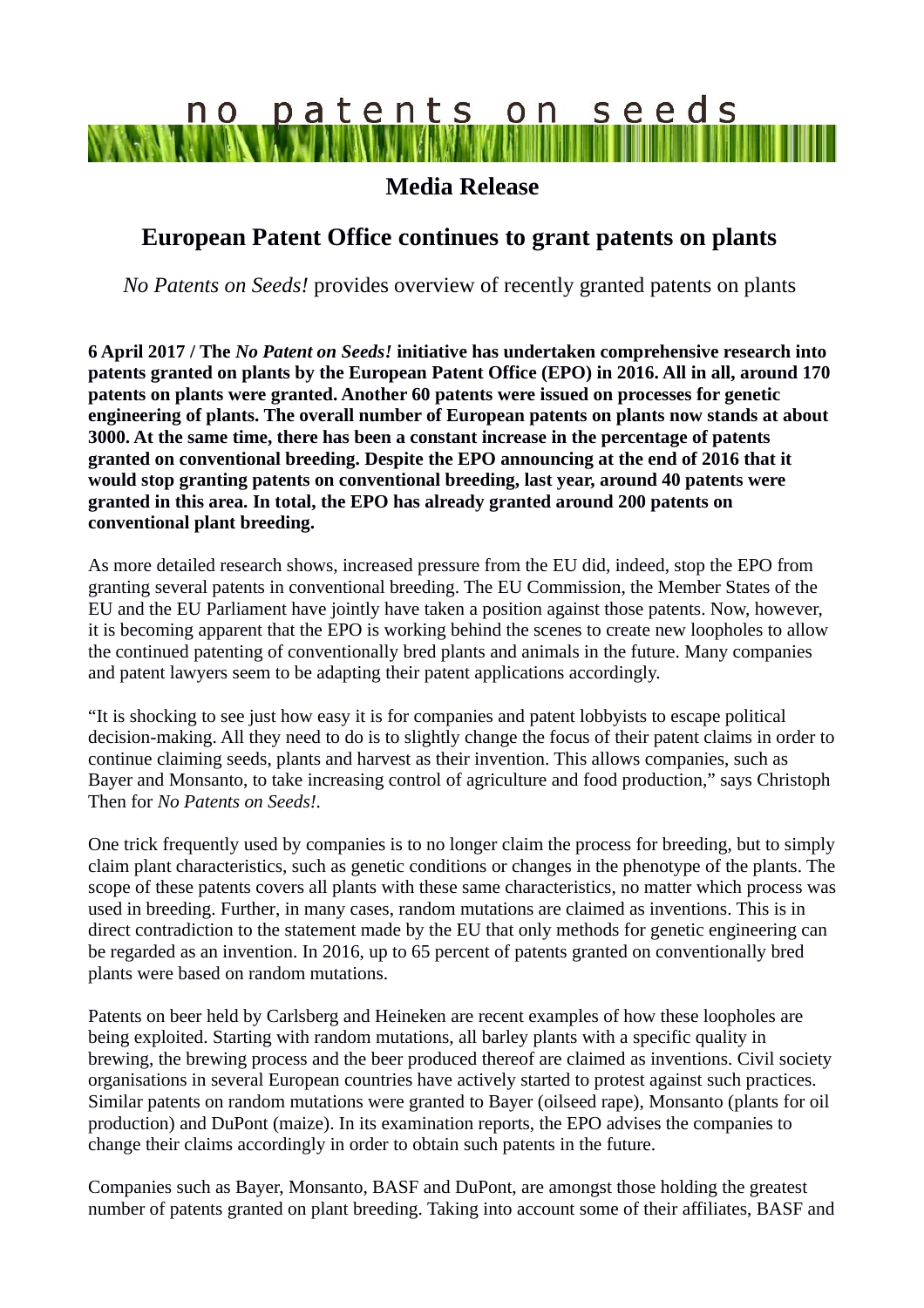no patents on seeds

# Media Release

## European Patent Office continues to grant patents on plants

*No Patents on Seeds!* provides overview of recently granted patents on plants

**6 April 2017 / The *No Patent on Seeds!* initiative has undertaken comprehensive research into patents granted on plants by the European Patent Office (EPO) in 2016. All in all, around 170 patents on plants were granted. Another 60 patents were issued on processes for genetic engineering of plants. The overall number of European patents on plants now stands at about 3000. At the same time, there has been a constant increase in the percentage of patents granted on conventional breeding. Despite the EPO announcing at the end of 2016 that it would stop granting patents on conventional breeding, last year, around 40 patents were granted in this area. In total, the EPO has already granted around 200 patents on conventional plant breeding.**

As more detailed research shows, increased pressure from the EU did, indeed, stop the EPO from granting several patents in conventional breeding. The EU Commission, the Member States of the EU and the EU Parliament have jointly have taken a position against those patents. Now, however, it is becoming apparent that the EPO is working behind the scenes to create new loopholes to allow the continued patenting of conventionally bred plants and animals in the future. Many companies and patent lawyers seem to be adapting their patent applications accordingly.

"It is shocking to see just how easy it is for companies and patent lobbyists to escape political decision-making. All they need to do is to slightly change the focus of their patent claims in order to continue claiming seeds, plants and harvest as their invention. This allows companies, such as Bayer and Monsanto, to take increasing control of agriculture and food production," says Christoph Then for *No Patents on Seeds!*.

One trick frequently used by companies is to no longer claim the process for breeding, but to simply claim plant characteristics, such as genetic conditions or changes in the phenotype of the plants. The scope of these patents covers all plants with these same characteristics, no matter which process was used in breeding. Further, in many cases, random mutations are claimed as inventions. This is in direct contradiction to the statement made by the EU that only methods for genetic engineering can be regarded as an invention. In 2016, up to 65 percent of patents granted on conventionally bred plants were based on random mutations.

Patents on beer held by Carlsberg and Heineken are recent examples of how these loopholes are being exploited. Starting with random mutations, all barley plants with a specific quality in brewing, the brewing process and the beer produced thereof are claimed as inventions. Civil society organisations in several European countries have actively started to protest against such practices. Similar patents on random mutations were granted to Bayer (oilseed rape), Monsanto (plants for oil production) and DuPont (maize). In its examination reports, the EPO advises the companies to change their claims accordingly in order to obtain such patents in the future.

Companies such as Bayer, Monsanto, BASF and DuPont, are amongst those holding the greatest number of patents granted on plant breeding. Taking into account some of their affiliates, BASF and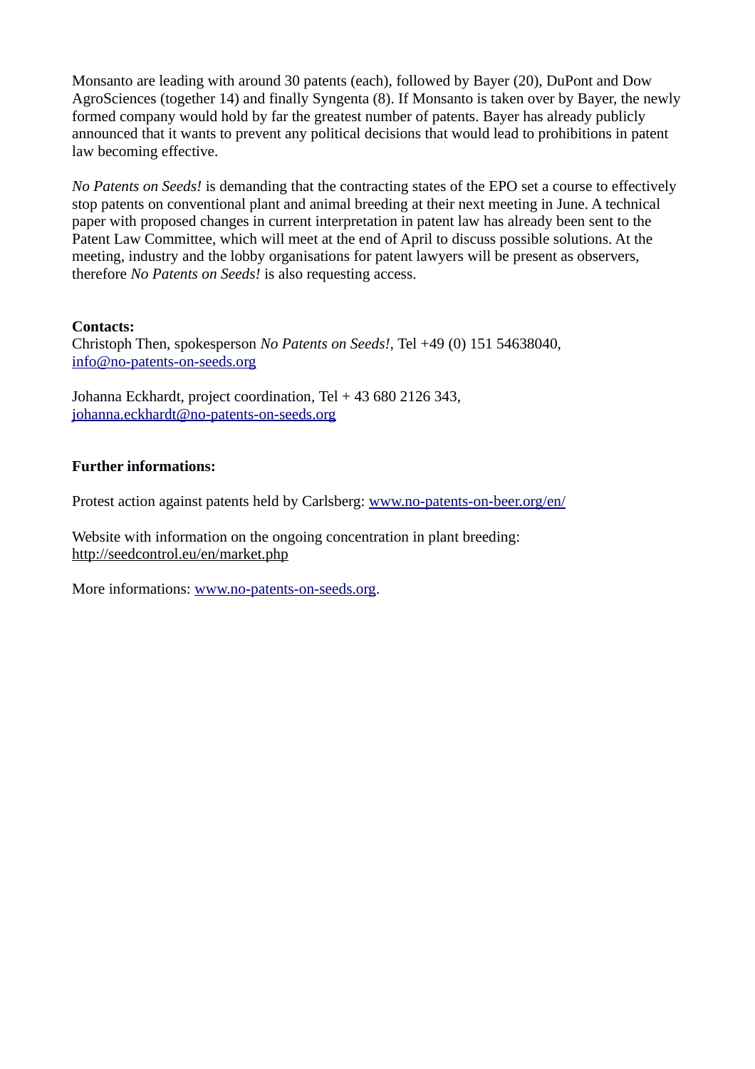Monsanto are leading with around 30 patents (each), followed by Bayer (20), DuPont and Dow AgroSciences (together 14) and finally Syngenta (8). If Monsanto is taken over by Bayer, the newly formed company would hold by far the greatest number of patents. Bayer has already publicly announced that it wants to prevent any political decisions that would lead to prohibitions in patent law becoming effective.

*No Patents on Seeds!* is demanding that the contracting states of the EPO set a course to effectively stop patents on conventional plant and animal breeding at their next meeting in June. A technical paper with proposed changes in current interpretation in patent law has already been sent to the Patent Law Committee, which will meet at the end of April to discuss possible solutions. At the meeting, industry and the lobby organisations for patent lawyers will be present as observers, therefore *No Patents on Seeds!* is also requesting access.

**Contacts:**
Christoph Then, spokesperson *No Patents on Seeds!*, Tel +49 (0) 151 54638040, info@no-patents-on-seeds.org

Johanna Eckhardt, project coordination, Tel + 43 680 2126 343, johanna.eckhardt@no-patents-on-seeds.org

**Further informations:**

Protest action against patents held by Carlsberg: www.no-patents-on-beer.org/en/

Website with information on the ongoing concentration in plant breeding: http://seedcontrol.eu/en/market.php

More informations: www.no-patents-on-seeds.org.